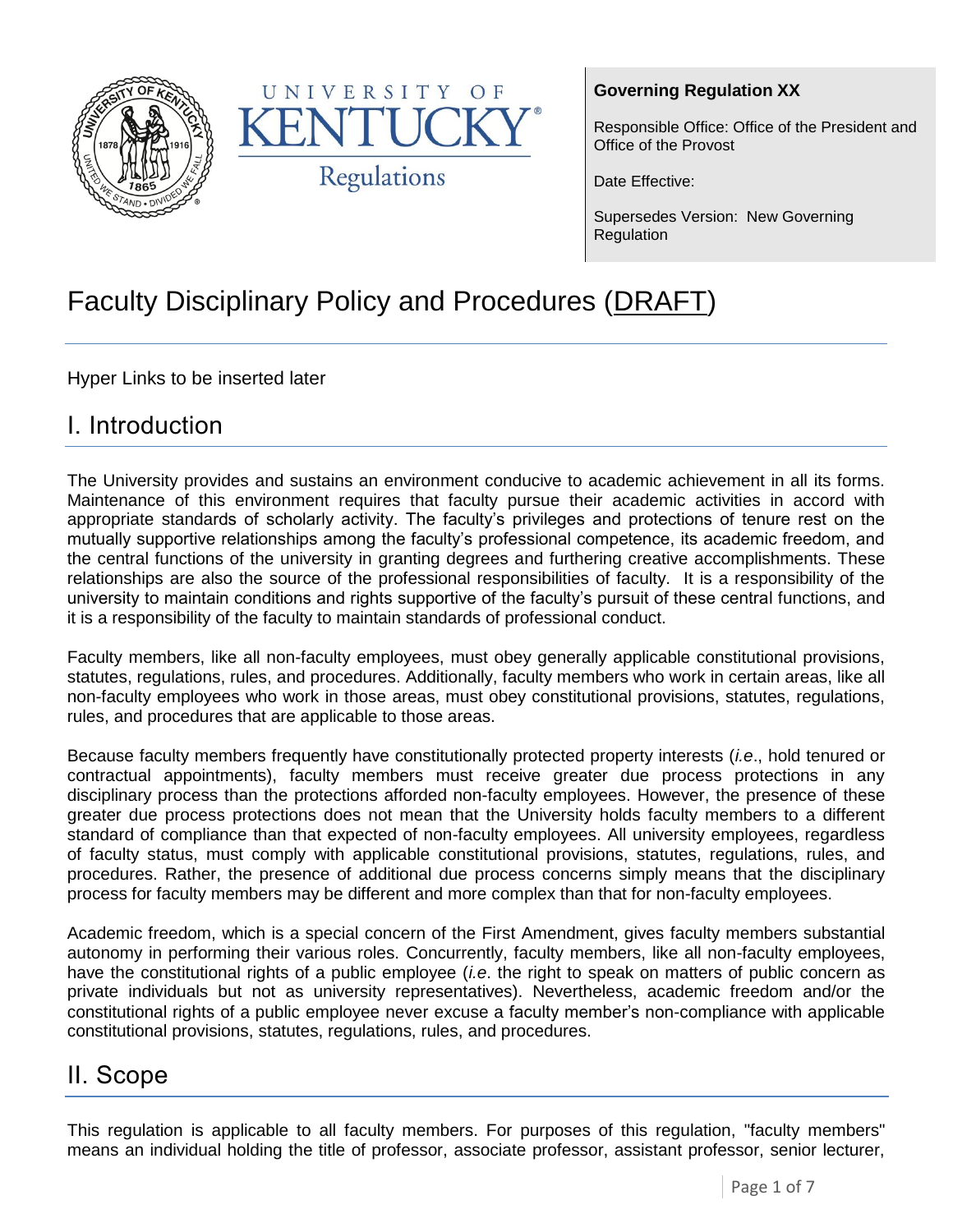UNIVERSITY OF KENTUCKY Regulations

**Governing Regulation XX**

Responsible Office: Office of the President and Office of the Provost

Date Effective:

Supersedes Version: New Governing Regulation

# Faculty Disciplinary Policy and Procedures (DRAFT)

Hyper Links to be inserted later

## I. Introduction

The University provides and sustains an environment conducive to academic achievement in all its forms. Maintenance of this environment requires that faculty pursue their academic activities in accord with appropriate standards of scholarly activity. The faculty's privileges and protections of tenure rest on the mutually supportive relationships among the faculty's professional competence, its academic freedom, and the central functions of the university in granting degrees and furthering creative accomplishments. These relationships are also the source of the professional responsibilities of faculty. It is a responsibility of the university to maintain conditions and rights supportive of the faculty's pursuit of these central functions, and it is a responsibility of the faculty to maintain standards of professional conduct.

Faculty members, like all non-faculty employees, must obey generally applicable constitutional provisions, statutes, regulations, rules, and procedures. Additionally, faculty members who work in certain areas, like all non-faculty employees who work in those areas, must obey constitutional provisions, statutes, regulations, rules, and procedures that are applicable to those areas.

Because faculty members frequently have constitutionally protected property interests (*i.e*., hold tenured or contractual appointments), faculty members must receive greater due process protections in any disciplinary process than the protections afforded non-faculty employees. However, the presence of these greater due process protections does not mean that the University holds faculty members to a different standard of compliance than that expected of non-faculty employees. All university employees, regardless of faculty status, must comply with applicable constitutional provisions, statutes, regulations, rules, and procedures. Rather, the presence of additional due process concerns simply means that the disciplinary process for faculty members may be different and more complex than that for non-faculty employees.

Academic freedom, which is a special concern of the First Amendment, gives faculty members substantial autonomy in performing their various roles. Concurrently, faculty members, like all non-faculty employees, have the constitutional rights of a public employee (*i.e*. the right to speak on matters of public concern as private individuals but not as university representatives). Nevertheless, academic freedom and/or the constitutional rights of a public employee never excuse a faculty member's non-compliance with applicable constitutional provisions, statutes, regulations, rules, and procedures.

## II. Scope

This regulation is applicable to all faculty members. For purposes of this regulation, "faculty members" means an individual holding the title of professor, associate professor, assistant professor, senior lecturer,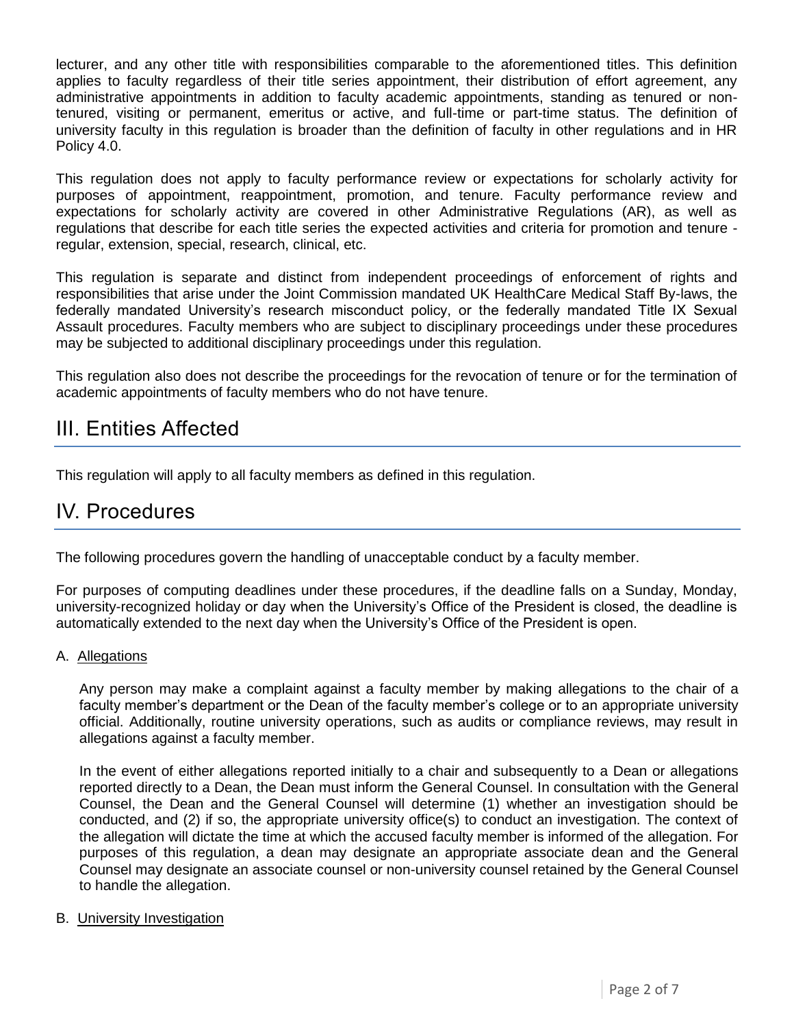lecturer, and any other title with responsibilities comparable to the aforementioned titles. This definition applies to faculty regardless of their title series appointment, their distribution of effort agreement, any administrative appointments in addition to faculty academic appointments, standing as tenured or non-tenured, visiting or permanent, emeritus or active, and full-time or part-time status. The definition of university faculty in this regulation is broader than the definition of faculty in other regulations and in HR Policy 4.0.

This regulation does not apply to faculty performance review or expectations for scholarly activity for purposes of appointment, reappointment, promotion, and tenure. Faculty performance review and expectations for scholarly activity are covered in other Administrative Regulations (AR), as well as regulations that describe for each title series the expected activities and criteria for promotion and tenure - regular, extension, special, research, clinical, etc.

This regulation is separate and distinct from independent proceedings of enforcement of rights and responsibilities that arise under the Joint Commission mandated UK HealthCare Medical Staff By-laws, the federally mandated University's research misconduct policy, or the federally mandated Title IX Sexual Assault procedures. Faculty members who are subject to disciplinary proceedings under these procedures may be subjected to additional disciplinary proceedings under this regulation.

This regulation also does not describe the proceedings for the revocation of tenure or for the termination of academic appointments of faculty members who do not have tenure.

# III. Entities Affected

This regulation will apply to all faculty members as defined in this regulation.

# IV. Procedures

The following procedures govern the handling of unacceptable conduct by a faculty member.

For purposes of computing deadlines under these procedures, if the deadline falls on a Sunday, Monday, university-recognized holiday or day when the University's Office of the President is closed, the deadline is automatically extended to the next day when the University's Office of the President is open.

A. Allegations

Any person may make a complaint against a faculty member by making allegations to the chair of a faculty member's department or the Dean of the faculty member's college or to an appropriate university official. Additionally, routine university operations, such as audits or compliance reviews, may result in allegations against a faculty member.

In the event of either allegations reported initially to a chair and subsequently to a Dean or allegations reported directly to a Dean, the Dean must inform the General Counsel. In consultation with the General Counsel, the Dean and the General Counsel will determine (1) whether an investigation should be conducted, and (2) if so, the appropriate university office(s) to conduct an investigation. The context of the allegation will dictate the time at which the accused faculty member is informed of the allegation. For purposes of this regulation, a dean may designate an appropriate associate dean and the General Counsel may designate an associate counsel or non-university counsel retained by the General Counsel to handle the allegation.

B. University Investigation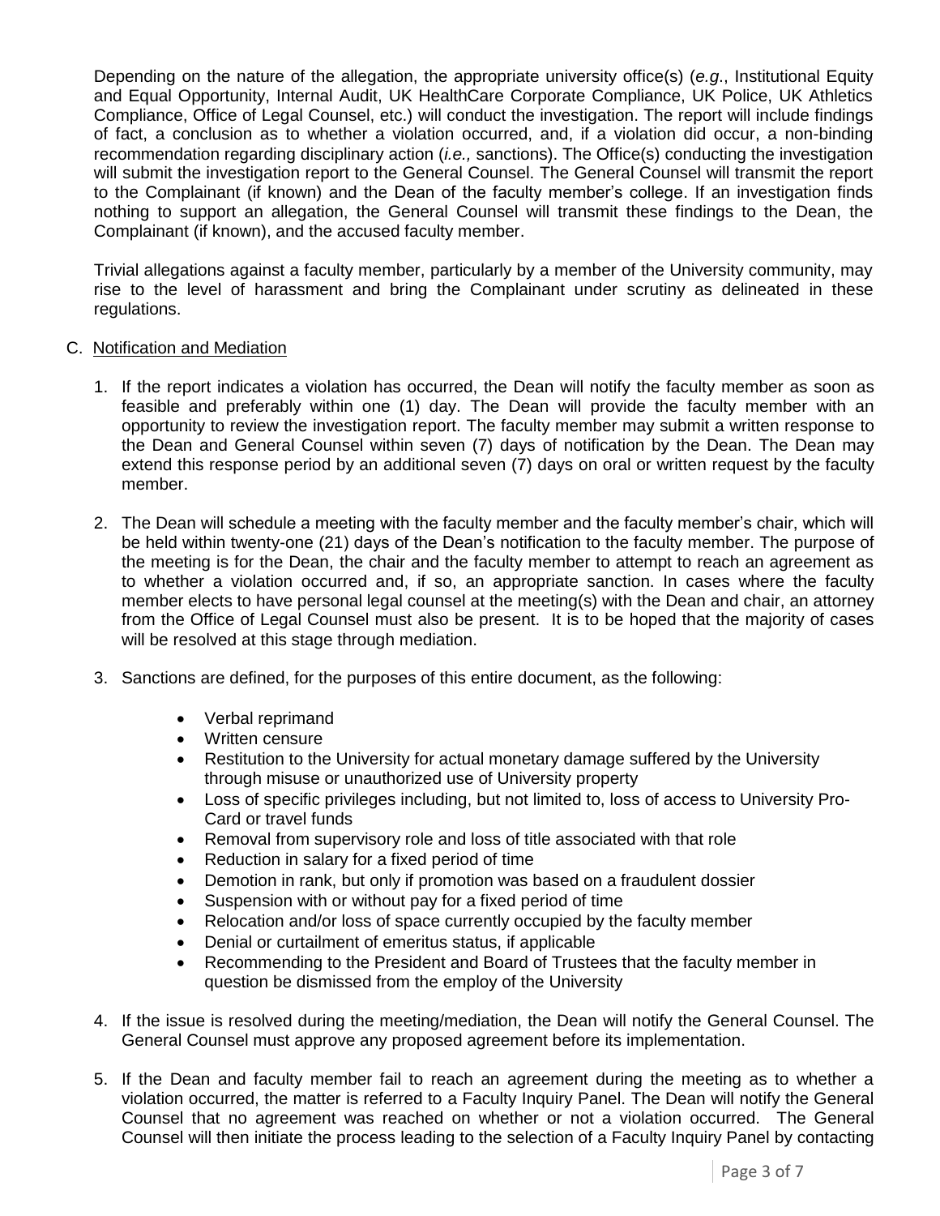Depending on the nature of the allegation, the appropriate university office(s) (*e.g*., Institutional Equity and Equal Opportunity, Internal Audit, UK HealthCare Corporate Compliance, UK Police, UK Athletics Compliance, Office of Legal Counsel, etc.) will conduct the investigation. The report will include findings of fact, a conclusion as to whether a violation occurred, and, if a violation did occur, a non-binding recommendation regarding disciplinary action (*i.e.,* sanctions). The Office(s) conducting the investigation will submit the investigation report to the General Counsel. The General Counsel will transmit the report to the Complainant (if known) and the Dean of the faculty member's college. If an investigation finds nothing to support an allegation, the General Counsel will transmit these findings to the Dean, the Complainant (if known), and the accused faculty member.

Trivial allegations against a faculty member, particularly by a member of the University community, may rise to the level of harassment and bring the Complainant under scrutiny as delineated in these regulations.

C. Notification and Mediation

1. If the report indicates a violation has occurred, the Dean will notify the faculty member as soon as feasible and preferably within one (1) day. The Dean will provide the faculty member with an opportunity to review the investigation report. The faculty member may submit a written response to the Dean and General Counsel within seven (7) days of notification by the Dean. The Dean may extend this response period by an additional seven (7) days on oral or written request by the faculty member.

2. The Dean will schedule a meeting with the faculty member and the faculty member's chair, which will be held within twenty-one (21) days of the Dean's notification to the faculty member. The purpose of the meeting is for the Dean, the chair and the faculty member to attempt to reach an agreement as to whether a violation occurred and, if so, an appropriate sanction. In cases where the faculty member elects to have personal legal counsel at the meeting(s) with the Dean and chair, an attorney from the Office of Legal Counsel must also be present. It is to be hoped that the majority of cases will be resolved at this stage through mediation.

3. Sanctions are defined, for the purposes of this entire document, as the following:

   - Verbal reprimand
   - Written censure
   - Restitution to the University for actual monetary damage suffered by the University through misuse or unauthorized use of University property
   - Loss of specific privileges including, but not limited to, loss of access to University Pro-Card or travel funds
   - Removal from supervisory role and loss of title associated with that role
   - Reduction in salary for a fixed period of time
   - Demotion in rank, but only if promotion was based on a fraudulent dossier
   - Suspension with or without pay for a fixed period of time
   - Relocation and/or loss of space currently occupied by the faculty member
   - Denial or curtailment of emeritus status, if applicable
   - Recommending to the President and Board of Trustees that the faculty member in question be dismissed from the employ of the University

4. If the issue is resolved during the meeting/mediation, the Dean will notify the General Counsel. The General Counsel must approve any proposed agreement before its implementation.

5. If the Dean and faculty member fail to reach an agreement during the meeting as to whether a violation occurred, the matter is referred to a Faculty Inquiry Panel. The Dean will notify the General Counsel that no agreement was reached on whether or not a violation occurred. The General Counsel will then initiate the process leading to the selection of a Faculty Inquiry Panel by contacting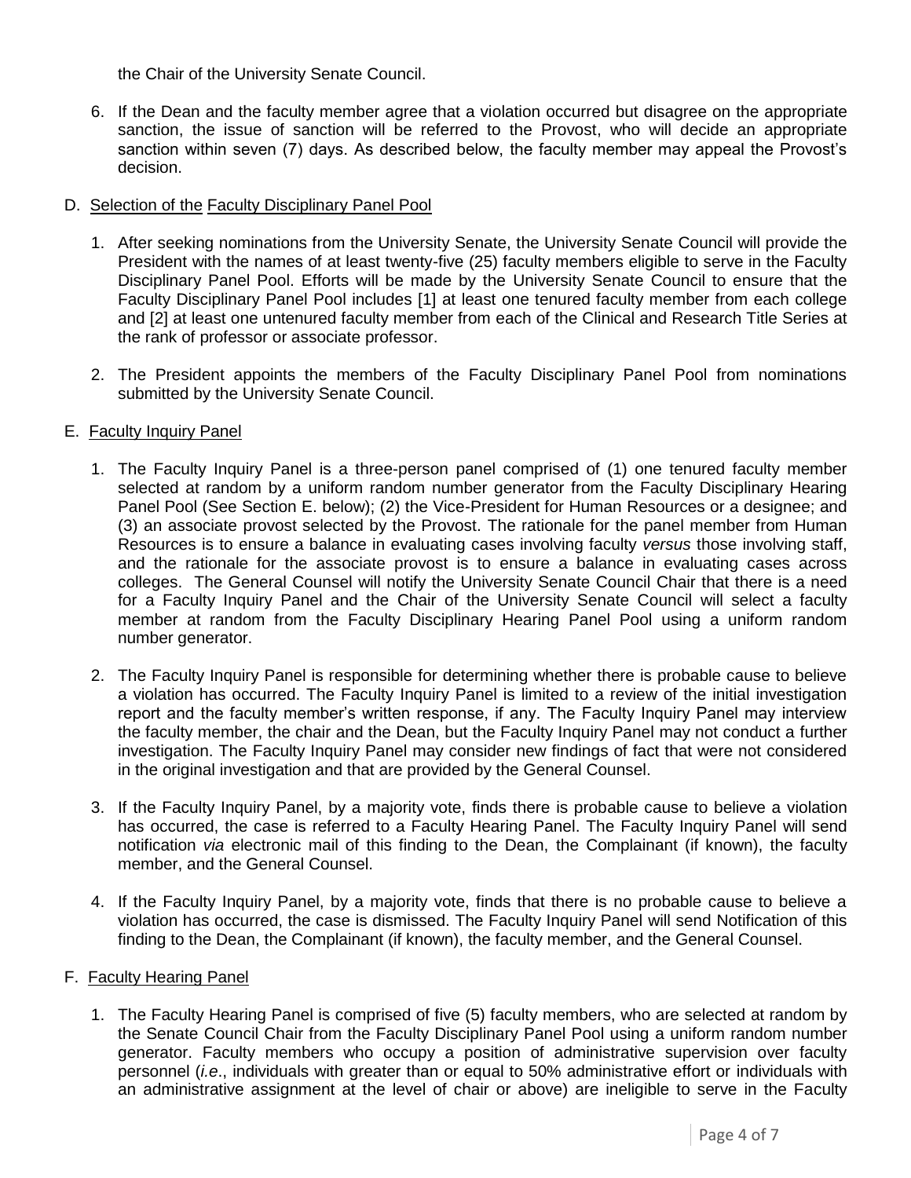the Chair of the University Senate Council.

6. If the Dean and the faculty member agree that a violation occurred but disagree on the appropriate sanction, the issue of sanction will be referred to the Provost, who will decide an appropriate sanction within seven (7) days. As described below, the faculty member may appeal the Provost's decision.

D. <u>Selection of the</u> <u>Faculty Disciplinary Panel Pool</u>

1. After seeking nominations from the University Senate, the University Senate Council will provide the President with the names of at least twenty-five (25) faculty members eligible to serve in the Faculty Disciplinary Panel Pool. Efforts will be made by the University Senate Council to ensure that the Faculty Disciplinary Panel Pool includes [1] at least one tenured faculty member from each college and [2] at least one untenured faculty member from each of the Clinical and Research Title Series at the rank of professor or associate professor.

2. The President appoints the members of the Faculty Disciplinary Panel Pool from nominations submitted by the University Senate Council.

E. <u>Faculty Inquiry Panel</u>

1. The Faculty Inquiry Panel is a three-person panel comprised of (1) one tenured faculty member selected at random by a uniform random number generator from the Faculty Disciplinary Hearing Panel Pool (See Section E. below); (2) the Vice-President for Human Resources or a designee; and (3) an associate provost selected by the Provost. The rationale for the panel member from Human Resources is to ensure a balance in evaluating cases involving faculty *versus* those involving staff, and the rationale for the associate provost is to ensure a balance in evaluating cases across colleges. The General Counsel will notify the University Senate Council Chair that there is a need for a Faculty Inquiry Panel and the Chair of the University Senate Council will select a faculty member at random from the Faculty Disciplinary Hearing Panel Pool using a uniform random number generator.

2. The Faculty Inquiry Panel is responsible for determining whether there is probable cause to believe a violation has occurred. The Faculty Inquiry Panel is limited to a review of the initial investigation report and the faculty member's written response, if any. The Faculty Inquiry Panel may interview the faculty member, the chair and the Dean, but the Faculty Inquiry Panel may not conduct a further investigation. The Faculty Inquiry Panel may consider new findings of fact that were not considered in the original investigation and that are provided by the General Counsel.

3. If the Faculty Inquiry Panel, by a majority vote, finds there is probable cause to believe a violation has occurred, the case is referred to a Faculty Hearing Panel. The Faculty Inquiry Panel will send notification *via* electronic mail of this finding to the Dean, the Complainant (if known), the faculty member, and the General Counsel.

4. If the Faculty Inquiry Panel, by a majority vote, finds that there is no probable cause to believe a violation has occurred, the case is dismissed. The Faculty Inquiry Panel will send Notification of this finding to the Dean, the Complainant (if known), the faculty member, and the General Counsel.

F. <u>Faculty Hearing Panel</u>

1. The Faculty Hearing Panel is comprised of five (5) faculty members, who are selected at random by the Senate Council Chair from the Faculty Disciplinary Panel Pool using a uniform random number generator. Faculty members who occupy a position of administrative supervision over faculty personnel (*i.e.*, individuals with greater than or equal to 50% administrative effort or individuals with an administrative assignment at the level of chair or above) are ineligible to serve in the Faculty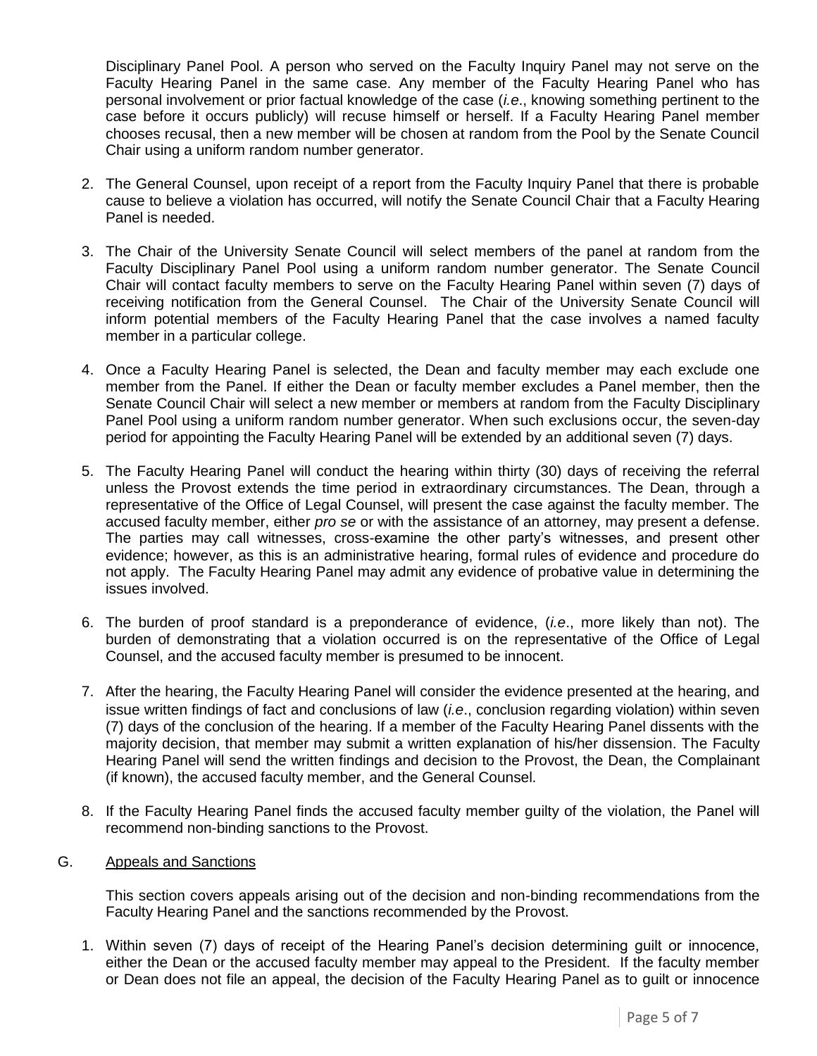Disciplinary Panel Pool. A person who served on the Faculty Inquiry Panel may not serve on the Faculty Hearing Panel in the same case. Any member of the Faculty Hearing Panel who has personal involvement or prior factual knowledge of the case (*i.e*., knowing something pertinent to the case before it occurs publicly) will recuse himself or herself. If a Faculty Hearing Panel member chooses recusal, then a new member will be chosen at random from the Pool by the Senate Council Chair using a uniform random number generator.

2. The General Counsel, upon receipt of a report from the Faculty Inquiry Panel that there is probable cause to believe a violation has occurred, will notify the Senate Council Chair that a Faculty Hearing Panel is needed.

3. The Chair of the University Senate Council will select members of the panel at random from the Faculty Disciplinary Panel Pool using a uniform random number generator. The Senate Council Chair will contact faculty members to serve on the Faculty Hearing Panel within seven (7) days of receiving notification from the General Counsel. The Chair of the University Senate Council will inform potential members of the Faculty Hearing Panel that the case involves a named faculty member in a particular college.

4. Once a Faculty Hearing Panel is selected, the Dean and faculty member may each exclude one member from the Panel. If either the Dean or faculty member excludes a Panel member, then the Senate Council Chair will select a new member or members at random from the Faculty Disciplinary Panel Pool using a uniform random number generator. When such exclusions occur, the seven-day period for appointing the Faculty Hearing Panel will be extended by an additional seven (7) days.

5. The Faculty Hearing Panel will conduct the hearing within thirty (30) days of receiving the referral unless the Provost extends the time period in extraordinary circumstances. The Dean, through a representative of the Office of Legal Counsel, will present the case against the faculty member. The accused faculty member, either *pro se* or with the assistance of an attorney, may present a defense. The parties may call witnesses, cross-examine the other party's witnesses, and present other evidence; however, as this is an administrative hearing, formal rules of evidence and procedure do not apply. The Faculty Hearing Panel may admit any evidence of probative value in determining the issues involved.

6. The burden of proof standard is a preponderance of evidence, (*i.e*., more likely than not). The burden of demonstrating that a violation occurred is on the representative of the Office of Legal Counsel, and the accused faculty member is presumed to be innocent.

7. After the hearing, the Faculty Hearing Panel will consider the evidence presented at the hearing, and issue written findings of fact and conclusions of law (*i.e*., conclusion regarding violation) within seven (7) days of the conclusion of the hearing. If a member of the Faculty Hearing Panel dissents with the majority decision, that member may submit a written explanation of his/her dissension. The Faculty Hearing Panel will send the written findings and decision to the Provost, the Dean, the Complainant (if known), the accused faculty member, and the General Counsel.

8. If the Faculty Hearing Panel finds the accused faculty member guilty of the violation, the Panel will recommend non-binding sanctions to the Provost.

G. Appeals and Sanctions

This section covers appeals arising out of the decision and non-binding recommendations from the Faculty Hearing Panel and the sanctions recommended by the Provost.

1. Within seven (7) days of receipt of the Hearing Panel's decision determining guilt or innocence, either the Dean or the accused faculty member may appeal to the President. If the faculty member or Dean does not file an appeal, the decision of the Faculty Hearing Panel as to guilt or innocence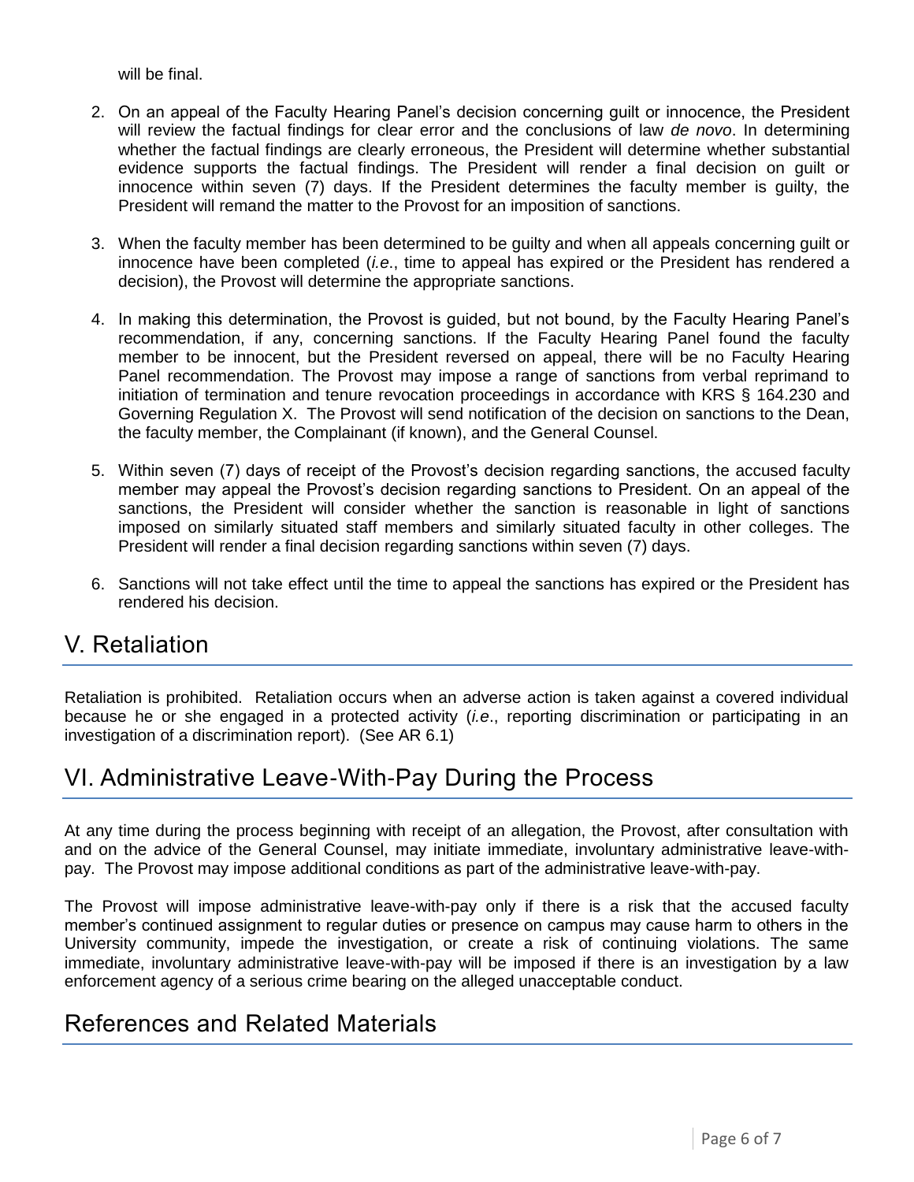will be final.

2. On an appeal of the Faculty Hearing Panel's decision concerning guilt or innocence, the President will review the factual findings for clear error and the conclusions of law *de novo*. In determining whether the factual findings are clearly erroneous, the President will determine whether substantial evidence supports the factual findings. The President will render a final decision on guilt or innocence within seven (7) days. If the President determines the faculty member is guilty, the President will remand the matter to the Provost for an imposition of sanctions.

3. When the faculty member has been determined to be guilty and when all appeals concerning guilt or innocence have been completed (*i.e*., time to appeal has expired or the President has rendered a decision), the Provost will determine the appropriate sanctions.

4. In making this determination, the Provost is guided, but not bound, by the Faculty Hearing Panel's recommendation, if any, concerning sanctions. If the Faculty Hearing Panel found the faculty member to be innocent, but the President reversed on appeal, there will be no Faculty Hearing Panel recommendation. The Provost may impose a range of sanctions from verbal reprimand to initiation of termination and tenure revocation proceedings in accordance with KRS § 164.230 and Governing Regulation X. The Provost will send notification of the decision on sanctions to the Dean, the faculty member, the Complainant (if known), and the General Counsel.

5. Within seven (7) days of receipt of the Provost's decision regarding sanctions, the accused faculty member may appeal the Provost's decision regarding sanctions to President. On an appeal of the sanctions, the President will consider whether the sanction is reasonable in light of sanctions imposed on similarly situated staff members and similarly situated faculty in other colleges. The President will render a final decision regarding sanctions within seven (7) days.

6. Sanctions will not take effect until the time to appeal the sanctions has expired or the President has rendered his decision.

## V. Retaliation

Retaliation is prohibited. Retaliation occurs when an adverse action is taken against a covered individual because he or she engaged in a protected activity (*i.e*., reporting discrimination or participating in an investigation of a discrimination report). (See AR 6.1)

## VI. Administrative Leave-With-Pay During the Process

At any time during the process beginning with receipt of an allegation, the Provost, after consultation with and on the advice of the General Counsel, may initiate immediate, involuntary administrative leave-with-pay. The Provost may impose additional conditions as part of the administrative leave-with-pay.

The Provost will impose administrative leave-with-pay only if there is a risk that the accused faculty member's continued assignment to regular duties or presence on campus may cause harm to others in the University community, impede the investigation, or create a risk of continuing violations. The same immediate, involuntary administrative leave-with-pay will be imposed if there is an investigation by a law enforcement agency of a serious crime bearing on the alleged unacceptable conduct.

## References and Related Materials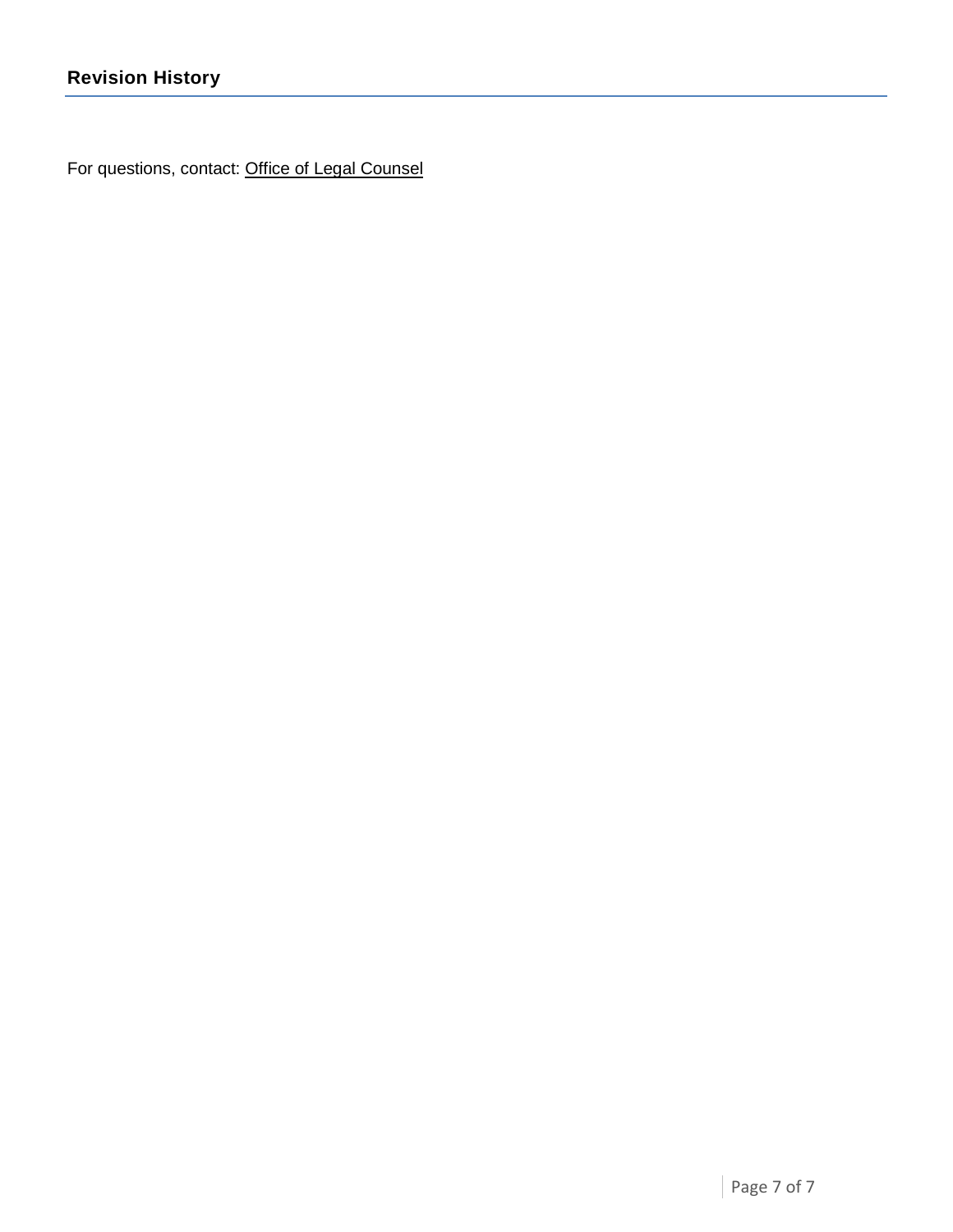## Revision History

For questions, contact: Office of Legal Counsel